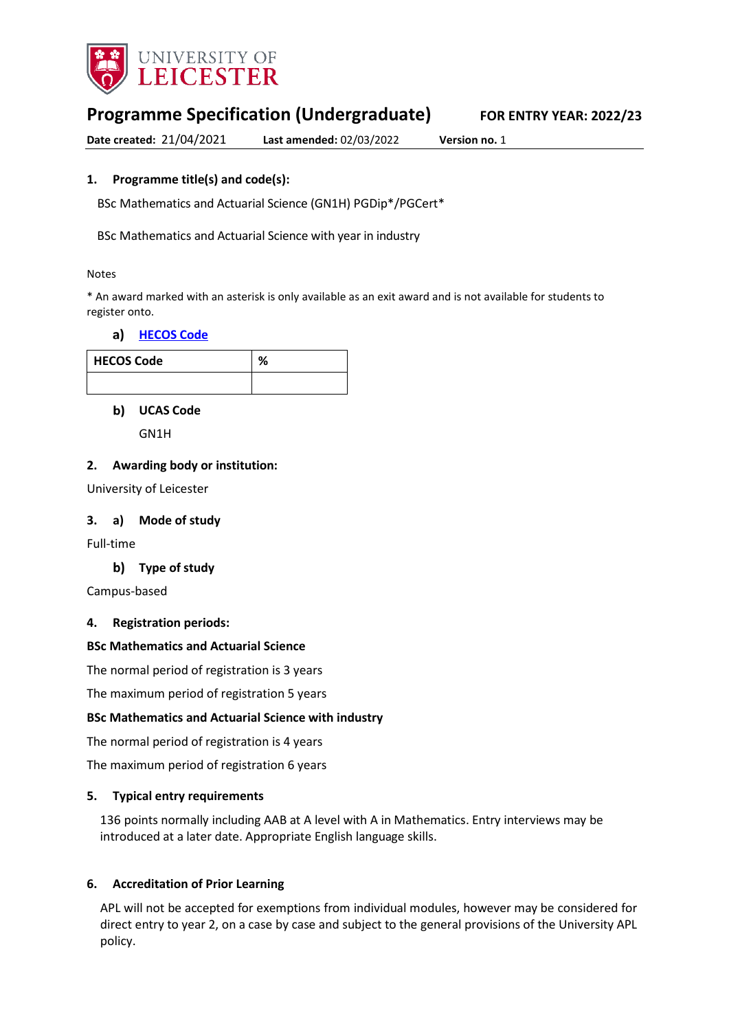UNIVERSITY OF LEICESTER

# Programme Specification (Undergraduate)

**FOR ENTRY YEAR: 2022/23**

**Date created:** 21/04/2021 **Last amended:** 02/03/2022 **Version no.** 1

## 1. Programme title(s) and code(s):

BSc Mathematics and Actuarial Science (GN1H) PGDip*/PGCert*

BSc Mathematics and Actuarial Science with year in industry

Notes

* An award marked with an asterisk is only available as an exit award and is not available for students to register onto.

### a) HECOS Code

| HECOS Code | % |
|---|---|
| | |

### b) UCAS Code

GN1H

## 2. Awarding body or institution:

University of Leicester

## 3. a) Mode of study

Full-time

### b) Type of study

Campus-based

## 4. Registration periods:

**BSc Mathematics and Actuarial Science**

The normal period of registration is 3 years

The maximum period of registration 5 years

**BSc Mathematics and Actuarial Science with industry**

The normal period of registration is 4 years

The maximum period of registration 6 years

## 5. Typical entry requirements

136 points normally including AAB at A level with A in Mathematics. Entry interviews may be introduced at a later date. Appropriate English language skills.

## 6. Accreditation of Prior Learning

APL will not be accepted for exemptions from individual modules, however may be considered for direct entry to year 2, on a case by case and subject to the general provisions of the University APL policy.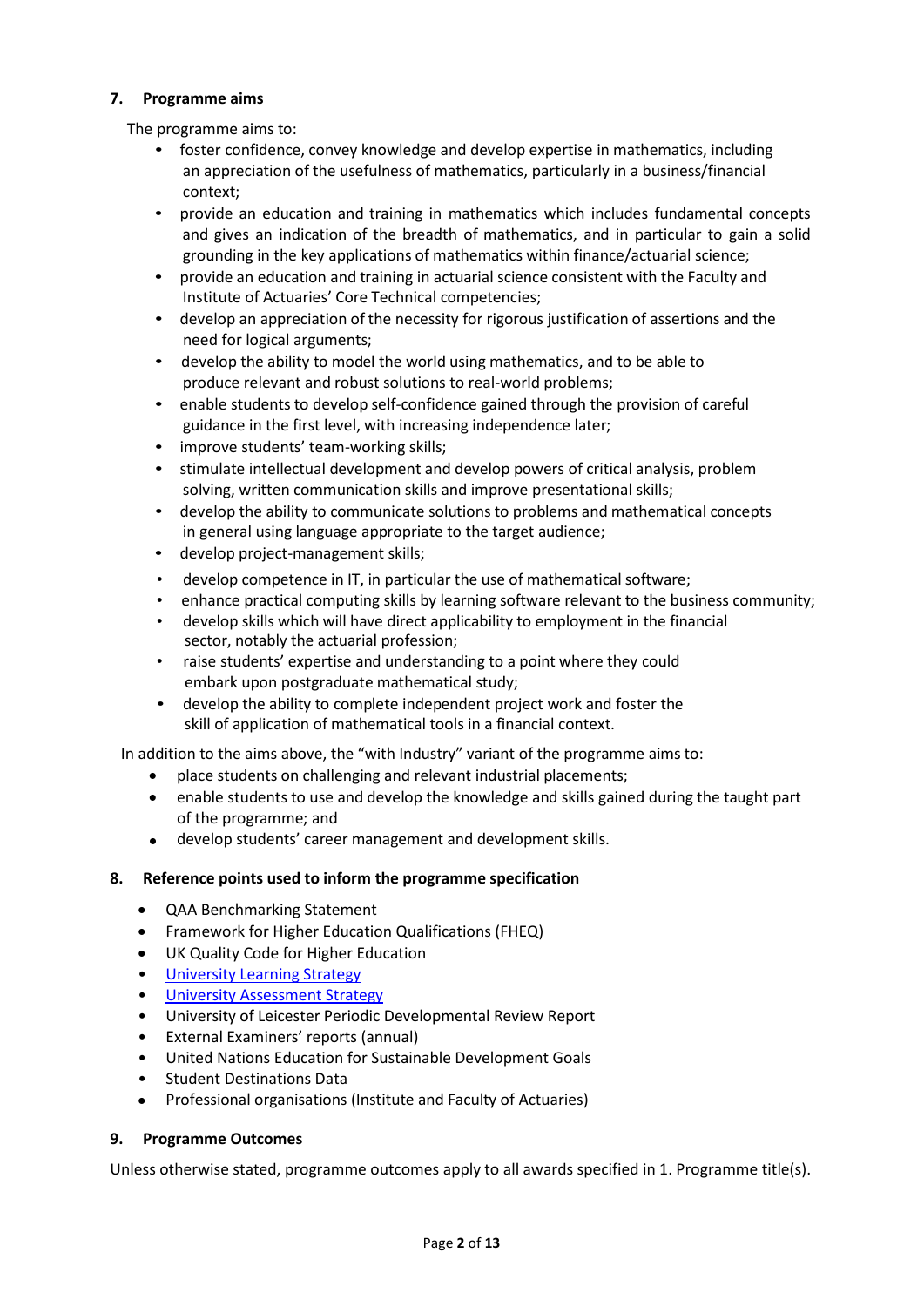## 7. Programme aims

The programme aims to:

- foster confidence, convey knowledge and develop expertise in mathematics, including an appreciation of the usefulness of mathematics, particularly in a business/financial context;
- provide an education and training in mathematics which includes fundamental concepts and gives an indication of the breadth of mathematics, and in particular to gain a solid grounding in the key applications of mathematics within finance/actuarial science;
- provide an education and training in actuarial science consistent with the Faculty and Institute of Actuaries' Core Technical competencies;
- develop an appreciation of the necessity for rigorous justification of assertions and the need for logical arguments;
- develop the ability to model the world using mathematics, and to be able to produce relevant and robust solutions to real-world problems;
- enable students to develop self-confidence gained through the provision of careful guidance in the first level, with increasing independence later;
- improve students' team-working skills;
- stimulate intellectual development and develop powers of critical analysis, problem solving, written communication skills and improve presentational skills;
- develop the ability to communicate solutions to problems and mathematical concepts in general using language appropriate to the target audience;
- develop project-management skills;
- develop competence in IT, in particular the use of mathematical software;
- enhance practical computing skills by learning software relevant to the business community;
- develop skills which will have direct applicability to employment in the financial sector, notably the actuarial profession;
- raise students' expertise and understanding to a point where they could embark upon postgraduate mathematical study;
- develop the ability to complete independent project work and foster the skill of application of mathematical tools in a financial context.

In addition to the aims above, the "with Industry" variant of the programme aims to:

- place students on challenging and relevant industrial placements;
- enable students to use and develop the knowledge and skills gained during the taught part of the programme; and
- develop students' career management and development skills.

## 8. Reference points used to inform the programme specification

- QAA Benchmarking Statement
- Framework for Higher Education Qualifications (FHEQ)
- UK Quality Code for Higher Education
- University Learning Strategy
- University Assessment Strategy
- University of Leicester Periodic Developmental Review Report
- External Examiners' reports (annual)
- United Nations Education for Sustainable Development Goals
- Student Destinations Data
- Professional organisations (Institute and Faculty of Actuaries)

## 9. Programme Outcomes

Unless otherwise stated, programme outcomes apply to all awards specified in 1. Programme title(s).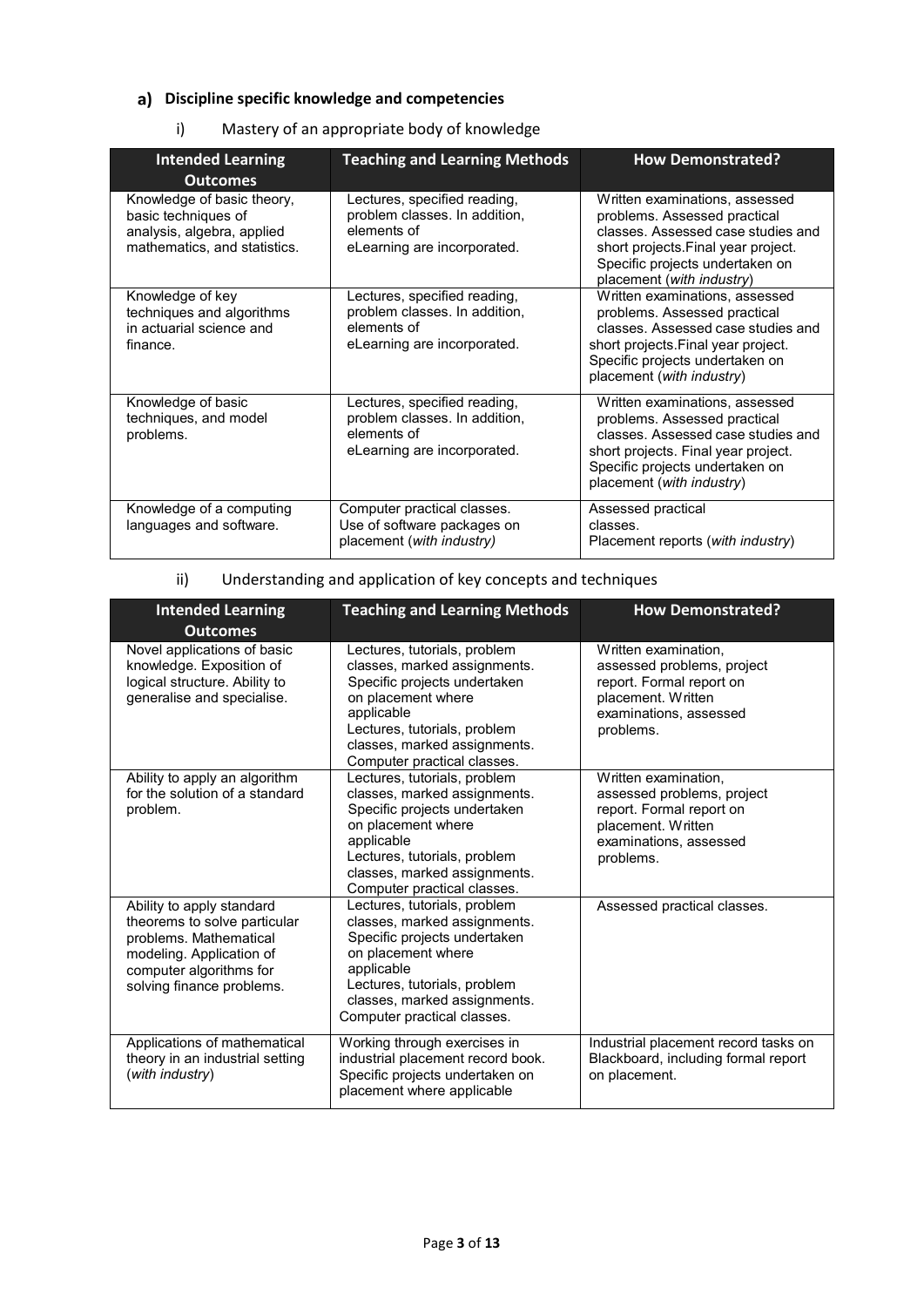## a) Discipline specific knowledge and competencies

### i) Mastery of an appropriate body of knowledge

| Intended Learning Outcomes | Teaching and Learning Methods | How Demonstrated? |
|---|---|---|
| Knowledge of basic theory, basic techniques of analysis, algebra, applied mathematics, and statistics. | Lectures, specified reading, problem classes. In addition, elements of eLearning are incorporated. | Written examinations, assessed problems. Assessed practical classes. Assessed case studies and short projects.Final year project. Specific projects undertaken on placement (*with industry*) |
| Knowledge of key techniques and algorithms in actuarial science and finance. | Lectures, specified reading, problem classes. In addition, elements of eLearning are incorporated. | Written examinations, assessed problems. Assessed practical classes. Assessed case studies and short projects.Final year project. Specific projects undertaken on placement (*with industry*) |
| Knowledge of basic techniques, and model problems. | Lectures, specified reading, problem classes. In addition, elements of eLearning are incorporated. | Written examinations, assessed problems. Assessed practical classes. Assessed case studies and short projects. Final year project. Specific projects undertaken on placement (*with industry*) |
| Knowledge of a computing languages and software. | Computer practical classes. Use of software packages on placement (*with industry)* | Assessed practical classes. Placement reports (*with industry*) |

### ii) Understanding and application of key concepts and techniques

| Intended Learning Outcomes | Teaching and Learning Methods | How Demonstrated? |
|---|---|---|
| Novel applications of basic knowledge. Exposition of logical structure. Ability to generalise and specialise. | Lectures, tutorials, problem classes, marked assignments. Specific projects undertaken on placement where applicable Lectures, tutorials, problem classes, marked assignments. Computer practical classes. | Written examination, assessed problems, project report. Formal report on placement. Written examinations, assessed problems. |
| Ability to apply an algorithm for the solution of a standard problem. | Lectures, tutorials, problem classes, marked assignments. Specific projects undertaken on placement where applicable Lectures, tutorials, problem classes, marked assignments. Computer practical classes. | Written examination, assessed problems, project report. Formal report on placement. Written examinations, assessed problems. |
| Ability to apply standard theorems to solve particular problems. Mathematical modeling. Application of computer algorithms for solving finance problems. | Lectures, tutorials, problem classes, marked assignments. Specific projects undertaken on placement where applicable Lectures, tutorials, problem classes, marked assignments. Computer practical classes. | Assessed practical classes. |
| Applications of mathematical theory in an industrial setting (*with industry*) | Working through exercises in industrial placement record book. Specific projects undertaken on placement where applicable | Industrial placement record tasks on Blackboard, including formal report on placement. |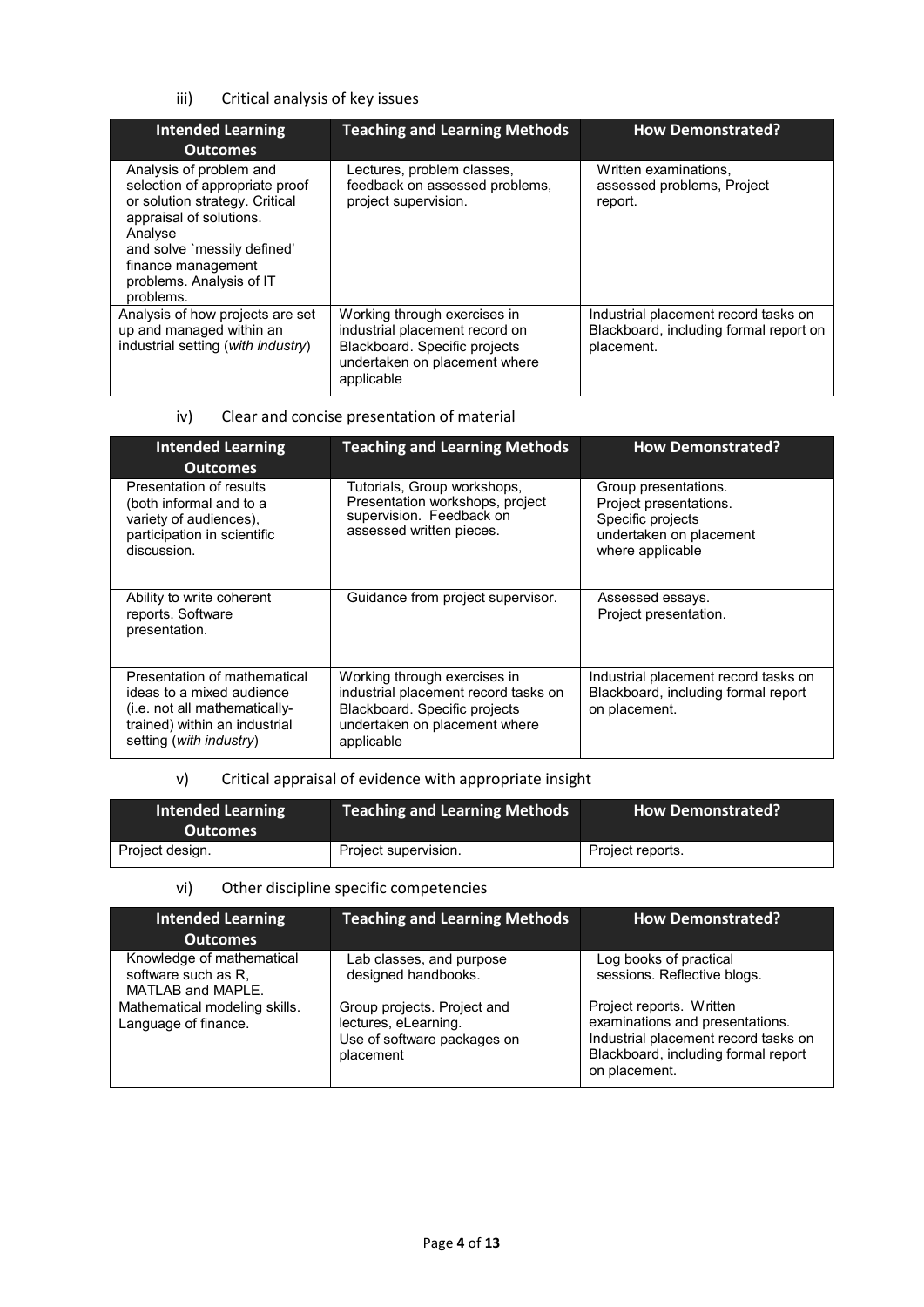iii) Critical analysis of key issues

| Intended Learning Outcomes | Teaching and Learning Methods | How Demonstrated? |
|---|---|---|
| Analysis of problem and selection of appropriate proof or solution strategy. Critical appraisal of solutions. Analyse and solve `messily defined' finance management problems. Analysis of IT problems. | Lectures, problem classes, feedback on assessed problems, project supervision. | Written examinations, assessed problems, Project report. |
| Analysis of how projects are set up and managed within an industrial setting (*with industry*) | Working through exercises in industrial placement record on Blackboard. Specific projects undertaken on placement where applicable | Industrial placement record tasks on Blackboard, including formal report on placement. |

iv) Clear and concise presentation of material

| Intended Learning Outcomes | Teaching and Learning Methods | How Demonstrated? |
|---|---|---|
| Presentation of results (both informal and to a variety of audiences), participation in scientific discussion. | Tutorials, Group workshops, Presentation workshops, project supervision. Feedback on assessed written pieces. | Group presentations. Project presentations. Specific projects undertaken on placement where applicable |
| Ability to write coherent reports. Software presentation. | Guidance from project supervisor. | Assessed essays. Project presentation. |
| Presentation of mathematical ideas to a mixed audience (i.e. not all mathematically-trained) within an industrial setting (*with industry*) | Working through exercises in industrial placement record tasks on Blackboard. Specific projects undertaken on placement where applicable | Industrial placement record tasks on Blackboard, including formal report on placement. |

v) Critical appraisal of evidence with appropriate insight

| Intended Learning Outcomes | Teaching and Learning Methods | How Demonstrated? |
|---|---|---|
| Project design. | Project supervision. | Project reports. |

vi) Other discipline specific competencies

| Intended Learning Outcomes | Teaching and Learning Methods | How Demonstrated? |
|---|---|---|
| Knowledge of mathematical software such as R, MATLAB and MAPLE. | Lab classes, and purpose designed handbooks. | Log books of practical sessions. Reflective blogs. |
| Mathematical modeling skills. Language of finance. | Group projects. Project and lectures, eLearning. Use of software packages on placement | Project reports. Written examinations and presentations. Industrial placement record tasks on Blackboard, including formal report on placement. |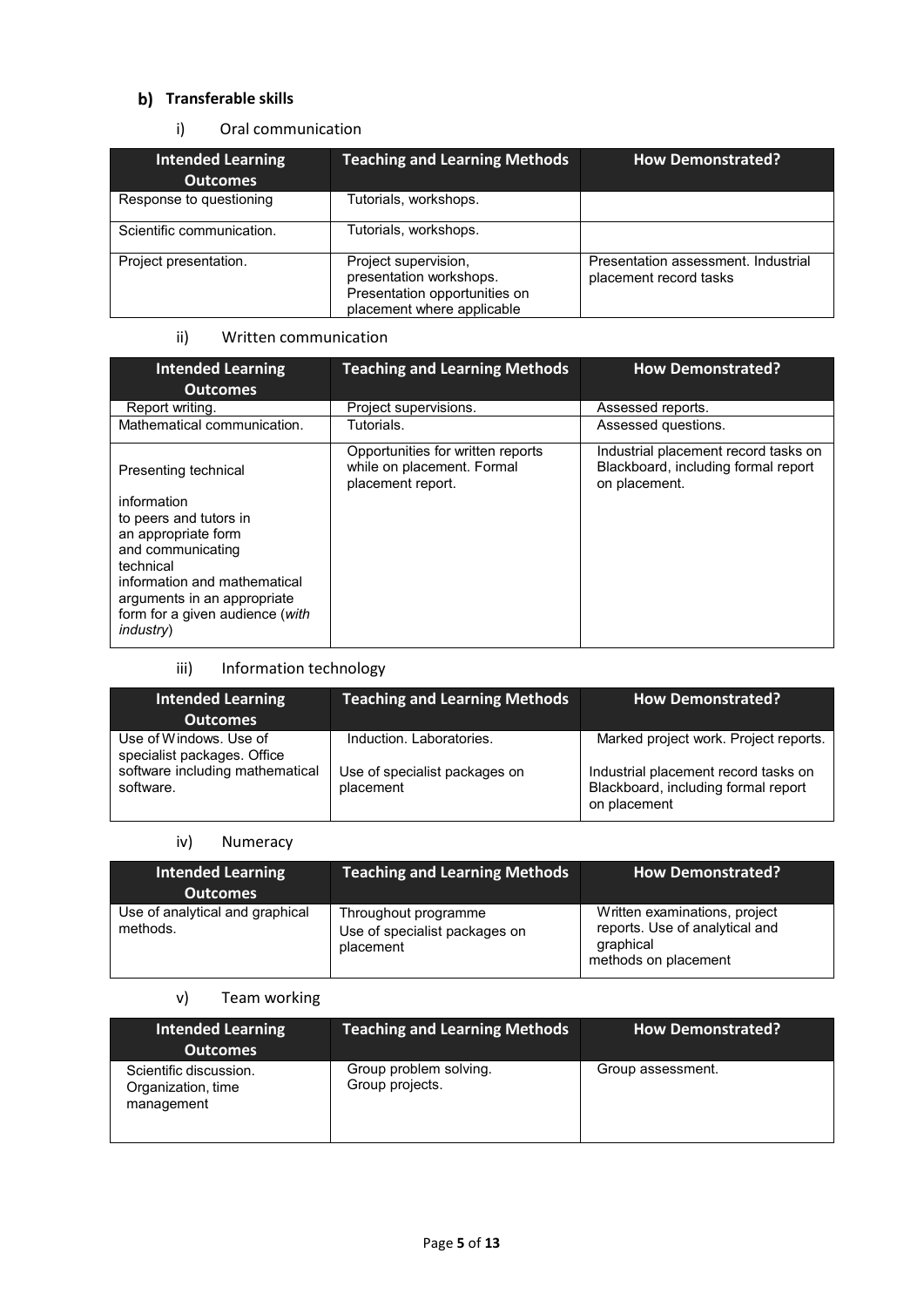## b) Transferable skills

### i) Oral communication

| Intended Learning Outcomes | Teaching and Learning Methods | How Demonstrated? |
|---|---|---|
| Response to questioning | Tutorials, workshops. | |
| Scientific communication. | Tutorials, workshops. | |
| Project presentation. | Project supervision, presentation workshops. Presentation opportunities on placement where applicable | Presentation assessment. Industrial placement record tasks |

### ii) Written communication

| Intended Learning Outcomes | Teaching and Learning Methods | How Demonstrated? |
|---|---|---|
| Report writing. | Project supervisions. | Assessed reports. |
| Mathematical communication. | Tutorials. | Assessed questions. |
| Presenting technical information to peers and tutors in an appropriate form and communicating technical information and mathematical arguments in an appropriate form for a given audience (*with industry*) | Opportunities for written reports while on placement. Formal placement report. | Industrial placement record tasks on Blackboard, including formal report on placement. |

### iii) Information technology

| Intended Learning Outcomes | Teaching and Learning Methods | How Demonstrated? |
|---|---|---|
| Use of Windows. Use of specialist packages. Office software including mathematical software. | Induction. Laboratories. Use of specialist packages on placement | Marked project work. Project reports. Industrial placement record tasks on Blackboard, including formal report on placement |

### iv) Numeracy

| Intended Learning Outcomes | Teaching and Learning Methods | How Demonstrated? |
|---|---|---|
| Use of analytical and graphical methods. | Throughout programme Use of specialist packages on placement | Written examinations, project reports. Use of analytical and graphical methods on placement |

### v) Team working

| Intended Learning Outcomes | Teaching and Learning Methods | How Demonstrated? |
|---|---|---|
| Scientific discussion. Organization, time management | Group problem solving. Group projects. | Group assessment. |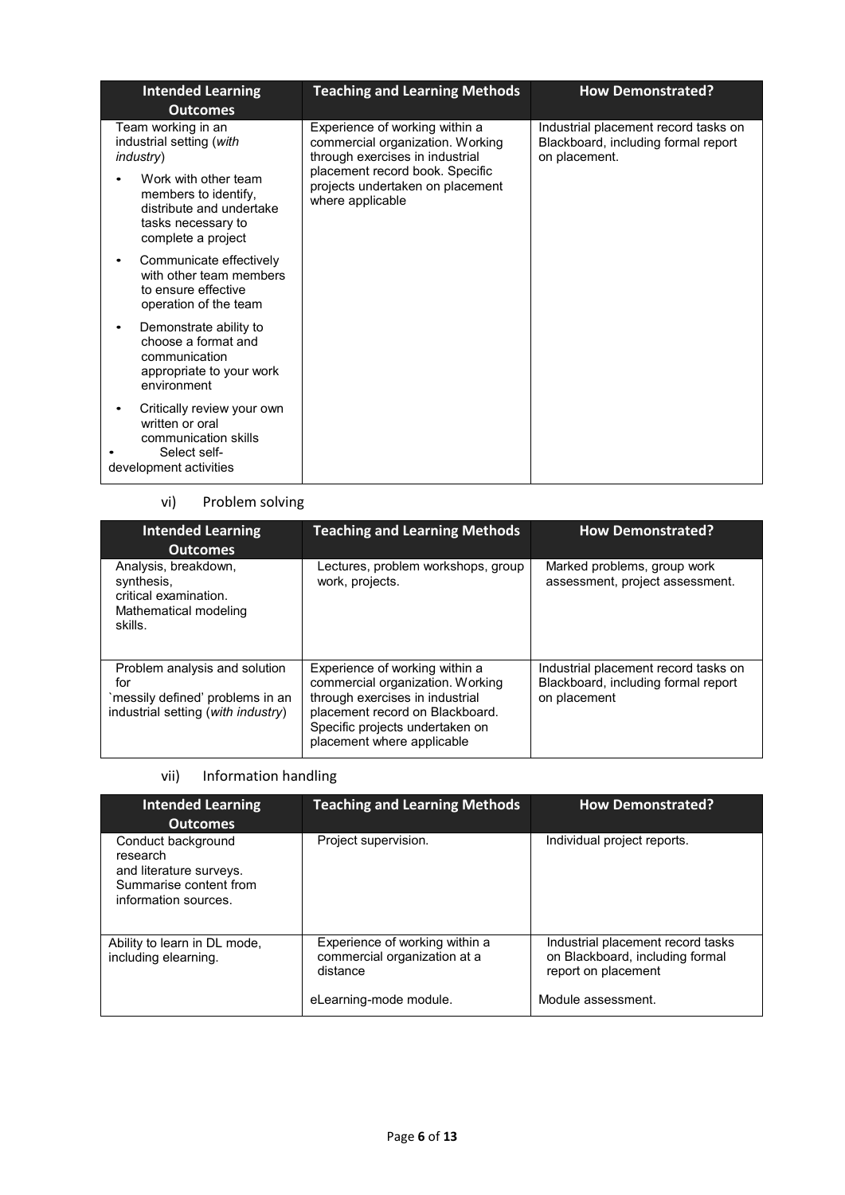| Intended Learning Outcomes | Teaching and Learning Methods | How Demonstrated? |
|---|---|---|
| Team working in an industrial setting (*with industry*)<br>• Work with other team members to identify, distribute and undertake tasks necessary to complete a project<br>• Communicate effectively with other team members to ensure effective operation of the team<br>• Demonstrate ability to choose a format and communication appropriate to your work environment<br>• Critically review your own written or oral communication skills<br>• Select self-development activities | Experience of working within a commercial organization. Working through exercises in industrial placement record book. Specific projects undertaken on placement where applicable | Industrial placement record tasks on Blackboard, including formal report on placement. |

vi) Problem solving

| Intended Learning Outcomes | Teaching and Learning Methods | How Demonstrated? |
|---|---|---|
| Analysis, breakdown, synthesis, critical examination. Mathematical modeling skills. | Lectures, problem workshops, group work, projects. | Marked problems, group work assessment, project assessment. |
| Problem analysis and solution for `messily defined' problems in an industrial setting (*with industry*) | Experience of working within a commercial organization. Working through exercises in industrial placement record on Blackboard. Specific projects undertaken on placement where applicable | Industrial placement record tasks on Blackboard, including formal report on placement |

vii) Information handling

| Intended Learning Outcomes | Teaching and Learning Methods | How Demonstrated? |
|---|---|---|
| Conduct background research and literature surveys. Summarise content from information sources. | Project supervision. | Individual project reports. |
| Ability to learn in DL mode, including elearning. | Experience of working within a commercial organization at a distance<br><br>eLearning-mode module. | Industrial placement record tasks on Blackboard, including formal report on placement<br><br>Module assessment. |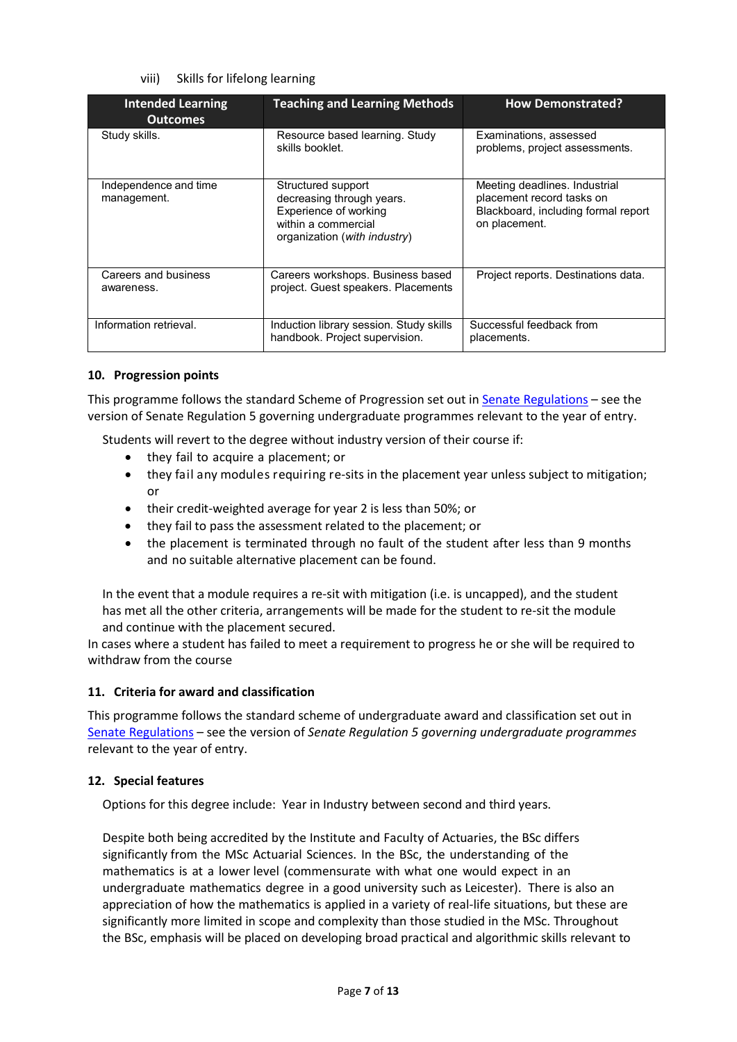viii) Skills for lifelong learning

| Intended Learning Outcomes | Teaching and Learning Methods | How Demonstrated? |
|---|---|---|
| Study skills. | Resource based learning. Study skills booklet. | Examinations, assessed problems, project assessments. |
| Independence and time management. | Structured support decreasing through years. Experience of working within a commercial organization (*with industry*) | Meeting deadlines. Industrial placement record tasks on Blackboard, including formal report on placement. |
| Careers and business awareness. | Careers workshops. Business based project. Guest speakers. Placements | Project reports. Destinations data. |
| Information retrieval. | Induction library session. Study skills handbook. Project supervision. | Successful feedback from placements. |

### 10. Progression points

This programme follows the standard Scheme of Progression set out in Senate Regulations – see the version of Senate Regulation 5 governing undergraduate programmes relevant to the year of entry.

Students will revert to the degree without industry version of their course if:

- they fail to acquire a placement; or
- they fail any modules requiring re-sits in the placement year unless subject to mitigation; or
- their credit-weighted average for year 2 is less than 50%; or
- they fail to pass the assessment related to the placement; or
- the placement is terminated through no fault of the student after less than 9 months and no suitable alternative placement can be found.

In the event that a module requires a re-sit with mitigation (i.e. is uncapped), and the student has met all the other criteria, arrangements will be made for the student to re-sit the module and continue with the placement secured.

In cases where a student has failed to meet a requirement to progress he or she will be required to withdraw from the course

### 11. Criteria for award and classification

This programme follows the standard scheme of undergraduate award and classification set out in Senate Regulations – see the version of *Senate Regulation 5 governing undergraduate programmes* relevant to the year of entry.

### 12. Special features

Options for this degree include: Year in Industry between second and third years.

Despite both being accredited by the Institute and Faculty of Actuaries, the BSc differs significantly from the MSc Actuarial Sciences. In the BSc, the understanding of the mathematics is at a lower level (commensurate with what one would expect in an undergraduate mathematics degree in a good university such as Leicester). There is also an appreciation of how the mathematics is applied in a variety of real-life situations, but these are significantly more limited in scope and complexity than those studied in the MSc. Throughout the BSc, emphasis will be placed on developing broad practical and algorithmic skills relevant to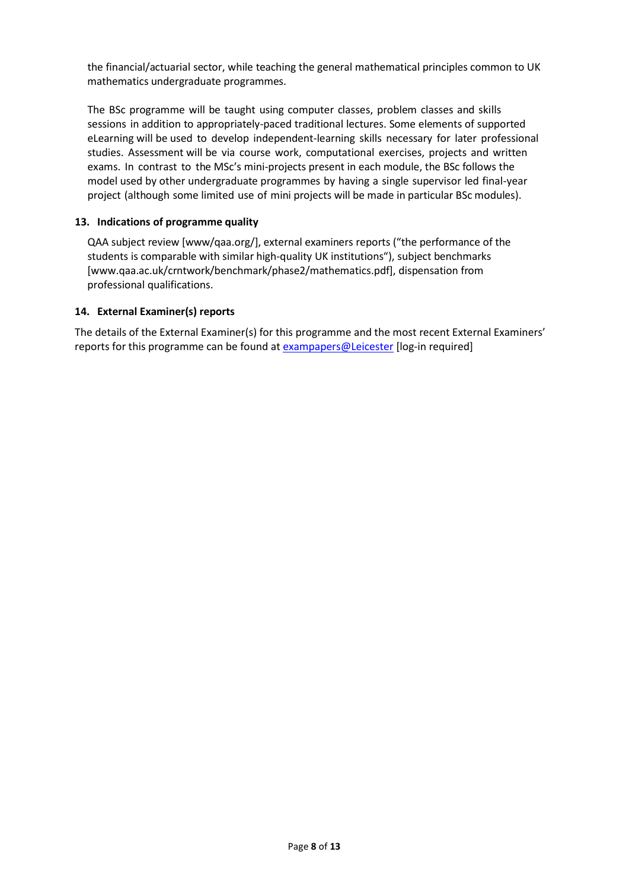the financial/actuarial sector, while teaching the general mathematical principles common to UK mathematics undergraduate programmes.

The BSc programme will be taught using computer classes, problem classes and skills sessions in addition to appropriately-paced traditional lectures. Some elements of supported eLearning will be used to develop independent-learning skills necessary for later professional studies. Assessment will be via course work, computational exercises, projects and written exams. In contrast to the MSc's mini-projects present in each module, the BSc follows the model used by other undergraduate programmes by having a single supervisor led final-year project (although some limited use of mini projects will be made in particular BSc modules).

### 13. Indications of programme quality

QAA subject review [www/qaa.org/], external examiners reports ("the performance of the students is comparable with similar high-quality UK institutions"), subject benchmarks [www.qaa.ac.uk/crntwork/benchmark/phase2/mathematics.pdf], dispensation from professional qualifications.

### 14. External Examiner(s) reports

The details of the External Examiner(s) for this programme and the most recent External Examiners' reports for this programme can be found at [exampapers@Leicester](exampapers@Leicester) [log-in required]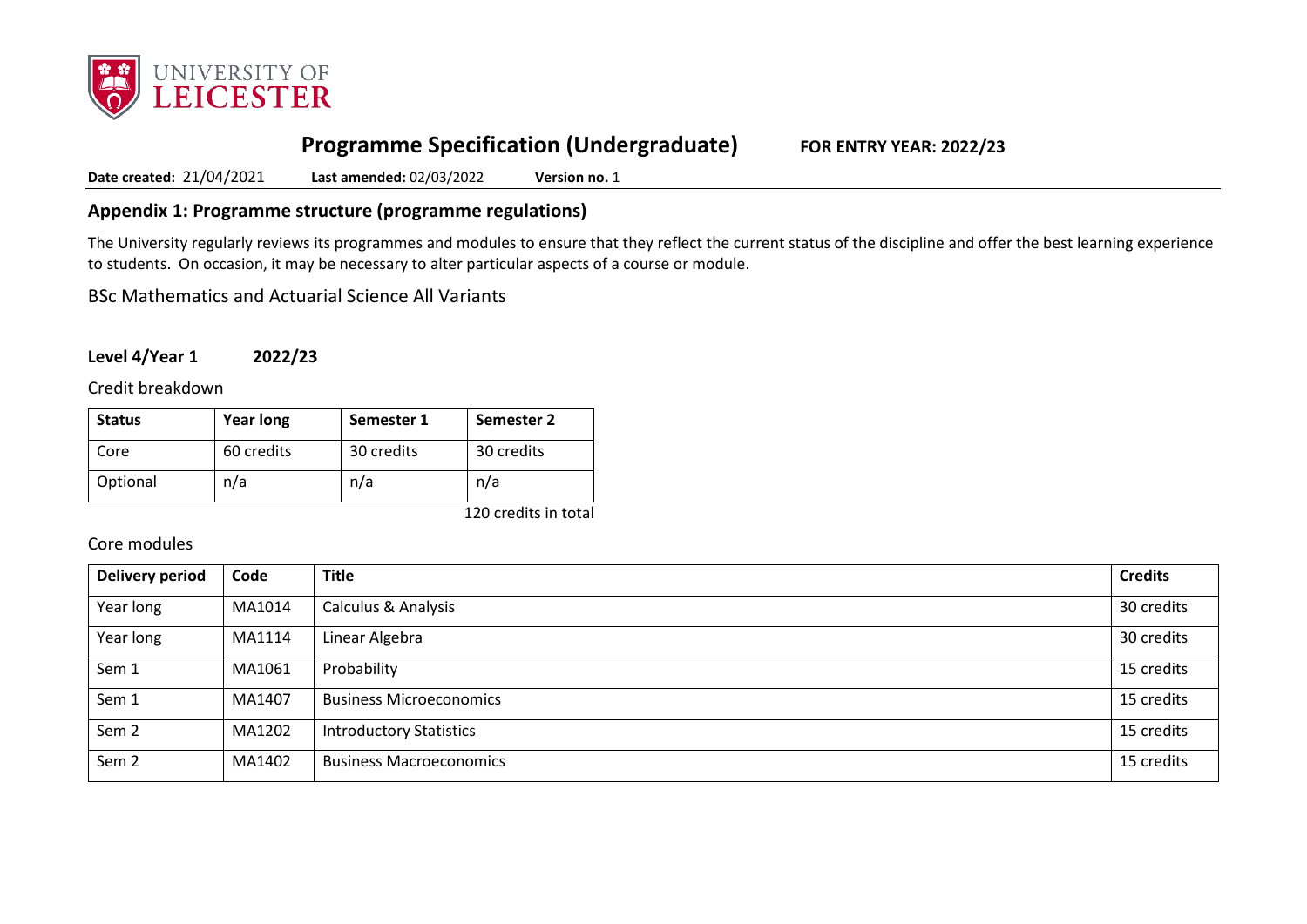# Programme Specification (Undergraduate) FOR ENTRY YEAR: 2022/23

**Date created:** 21/04/2021 **Last amended:** 02/03/2022 **Version no.** 1

## Appendix 1: Programme structure (programme regulations)

The University regularly reviews its programmes and modules to ensure that they reflect the current status of the discipline and offer the best learning experience to students. On occasion, it may be necessary to alter particular aspects of a course or module.

BSc Mathematics and Actuarial Science All Variants

### Level 4/Year 1 2022/23

Credit breakdown

| Status | Year long | Semester 1 | Semester 2 |
|---|---|---|---|
| Core | 60 credits | 30 credits | 30 credits |
| Optional | n/a | n/a | n/a |

120 credits in total

Core modules

| Delivery period | Code | Title | Credits |
|---|---|---|---|
| Year long | MA1014 | Calculus & Analysis | 30 credits |
| Year long | MA1114 | Linear Algebra | 30 credits |
| Sem 1 | MA1061 | Probability | 15 credits |
| Sem 1 | MA1407 | Business Microeconomics | 15 credits |
| Sem 2 | MA1202 | Introductory Statistics | 15 credits |
| Sem 2 | MA1402 | Business Macroeconomics | 15 credits |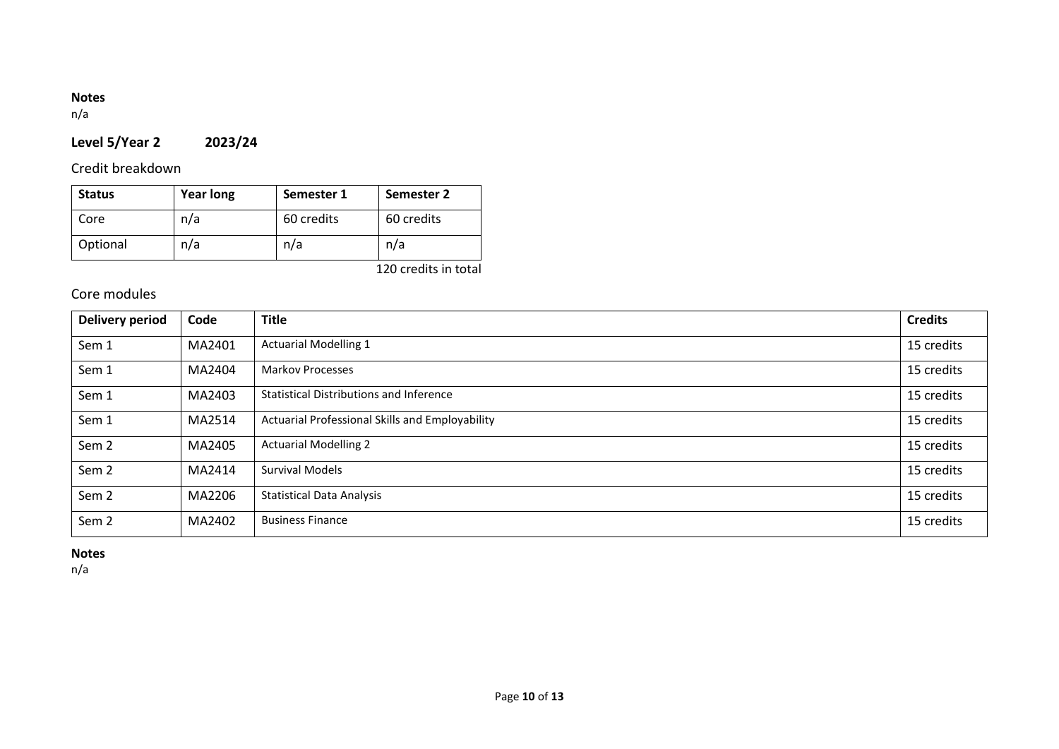**Notes**

n/a

## Level 5/Year 2 2023/24

### Credit breakdown

| Status | Year long | Semester 1 | Semester 2 |
|---|---|---|---|
| Core | n/a | 60 credits | 60 credits |
| Optional | n/a | n/a | n/a |

120 credits in total

### Core modules

| Delivery period | Code | Title | Credits |
|---|---|---|---|
| Sem 1 | MA2401 | Actuarial Modelling 1 | 15 credits |
| Sem 1 | MA2404 | Markov Processes | 15 credits |
| Sem 1 | MA2403 | Statistical Distributions and Inference | 15 credits |
| Sem 1 | MA2514 | Actuarial Professional Skills and Employability | 15 credits |
| Sem 2 | MA2405 | Actuarial Modelling 2 | 15 credits |
| Sem 2 | MA2414 | Survival Models | 15 credits |
| Sem 2 | MA2206 | Statistical Data Analysis | 15 credits |
| Sem 2 | MA2402 | Business Finance | 15 credits |

**Notes**

n/a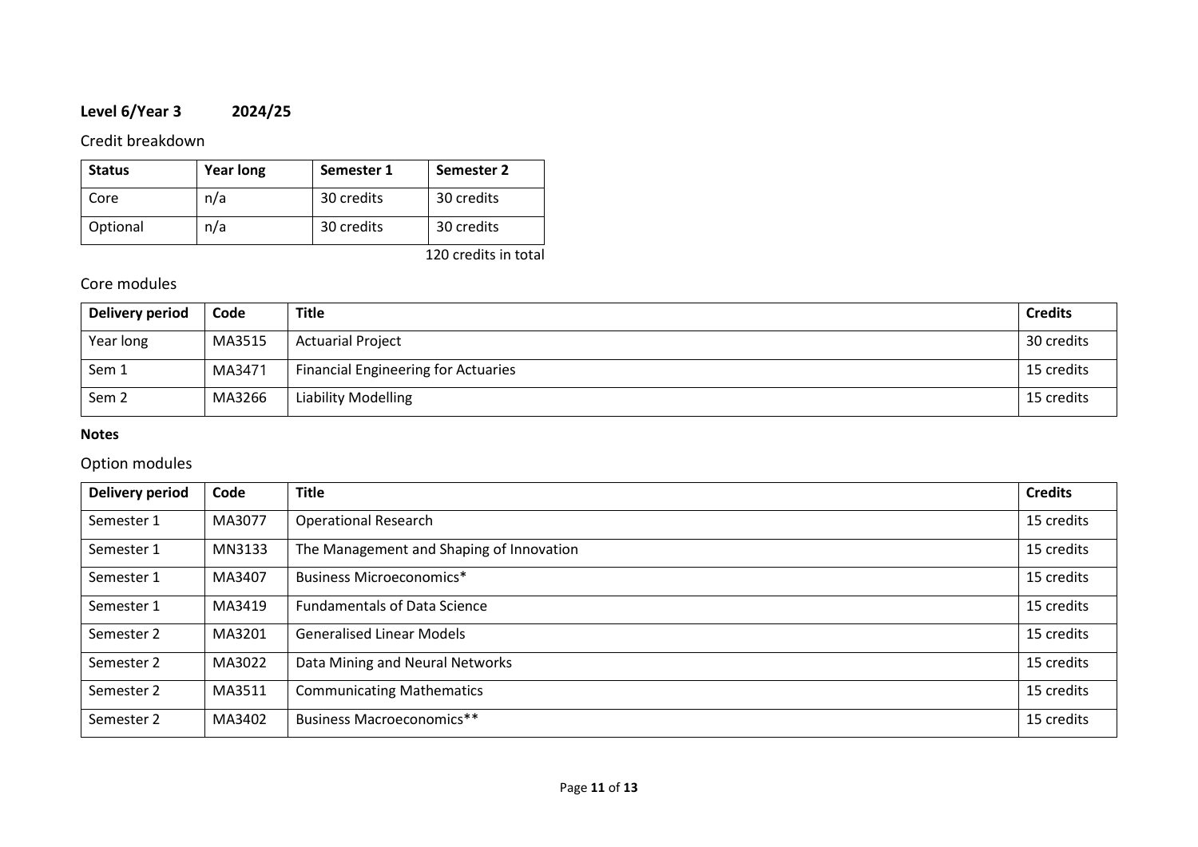**Level 6/Year 3    2024/25**

Credit breakdown

| Status | Year long | Semester 1 | Semester 2 |
|---|---|---|---|
| Core | n/a | 30 credits | 30 credits |
| Optional | n/a | 30 credits | 30 credits |

120 credits in total

Core modules

| Delivery period | Code | Title | Credits |
|---|---|---|---|
| Year long | MA3515 | Actuarial Project | 30 credits |
| Sem 1 | MA3471 | Financial Engineering for Actuaries | 15 credits |
| Sem 2 | MA3266 | Liability Modelling | 15 credits |

**Notes**

Option modules

| Delivery period | Code | Title | Credits |
|---|---|---|---|
| Semester 1 | MA3077 | Operational Research | 15 credits |
| Semester 1 | MN3133 | The Management and Shaping of Innovation | 15 credits |
| Semester 1 | MA3407 | Business Microeconomics* | 15 credits |
| Semester 1 | MA3419 | Fundamentals of Data Science | 15 credits |
| Semester 2 | MA3201 | Generalised Linear Models | 15 credits |
| Semester 2 | MA3022 | Data Mining and Neural Networks | 15 credits |
| Semester 2 | MA3511 | Communicating Mathematics | 15 credits |
| Semester 2 | MA3402 | Business Macroeconomics** | 15 credits |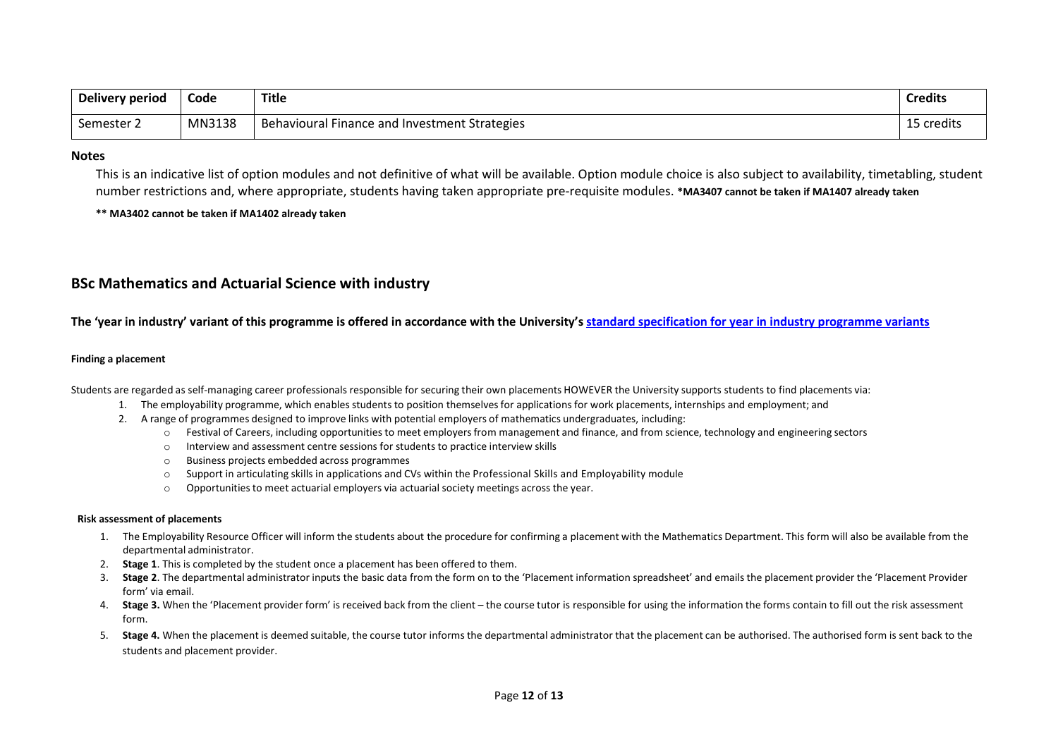| Delivery period | Code | Title | Credits |
| --- | --- | --- | --- |
| Semester 2 | MN3138 | Behavioural Finance and Investment Strategies | 15 credits |

**Notes**

This is an indicative list of option modules and not definitive of what will be available. Option module choice is also subject to availability, timetabling, student number restrictions and, where appropriate, students having taken appropriate pre-requisite modules. **\*MA3407 cannot be taken if MA1407 already taken**

**\*\* MA3402 cannot be taken if MA1402 already taken**

## BSc Mathematics and Actuarial Science with industry

**The 'year in industry' variant of this programme is offered in accordance with the University's standard specification for year in industry programme variants**

#### Finding a placement

Students are regarded as self-managing career professionals responsible for securing their own placements HOWEVER the University supports students to find placements via:

1. The employability programme, which enables students to position themselves for applications for work placements, internships and employment; and
2. A range of programmes designed to improve links with potential employers of mathematics undergraduates, including:
   - Festival of Careers, including opportunities to meet employers from management and finance, and from science, technology and engineering sectors
   - Interview and assessment centre sessions for students to practice interview skills
   - Business projects embedded across programmes
   - Support in articulating skills in applications and CVs within the Professional Skills and Employability module
   - Opportunities to meet actuarial employers via actuarial society meetings across the year.

#### Risk assessment of placements

1. The Employability Resource Officer will inform the students about the procedure for confirming a placement with the Mathematics Department. This form will also be available from the departmental administrator.
2. **Stage 1**. This is completed by the student once a placement has been offered to them.
3. **Stage 2**. The departmental administrator inputs the basic data from the form on to the 'Placement information spreadsheet' and emails the placement provider the 'Placement Provider form' via email.
4. **Stage 3.** When the 'Placement provider form' is received back from the client – the course tutor is responsible for using the information the forms contain to fill out the risk assessment form.
5. **Stage 4.** When the placement is deemed suitable, the course tutor informs the departmental administrator that the placement can be authorised. The authorised form is sent back to the students and placement provider.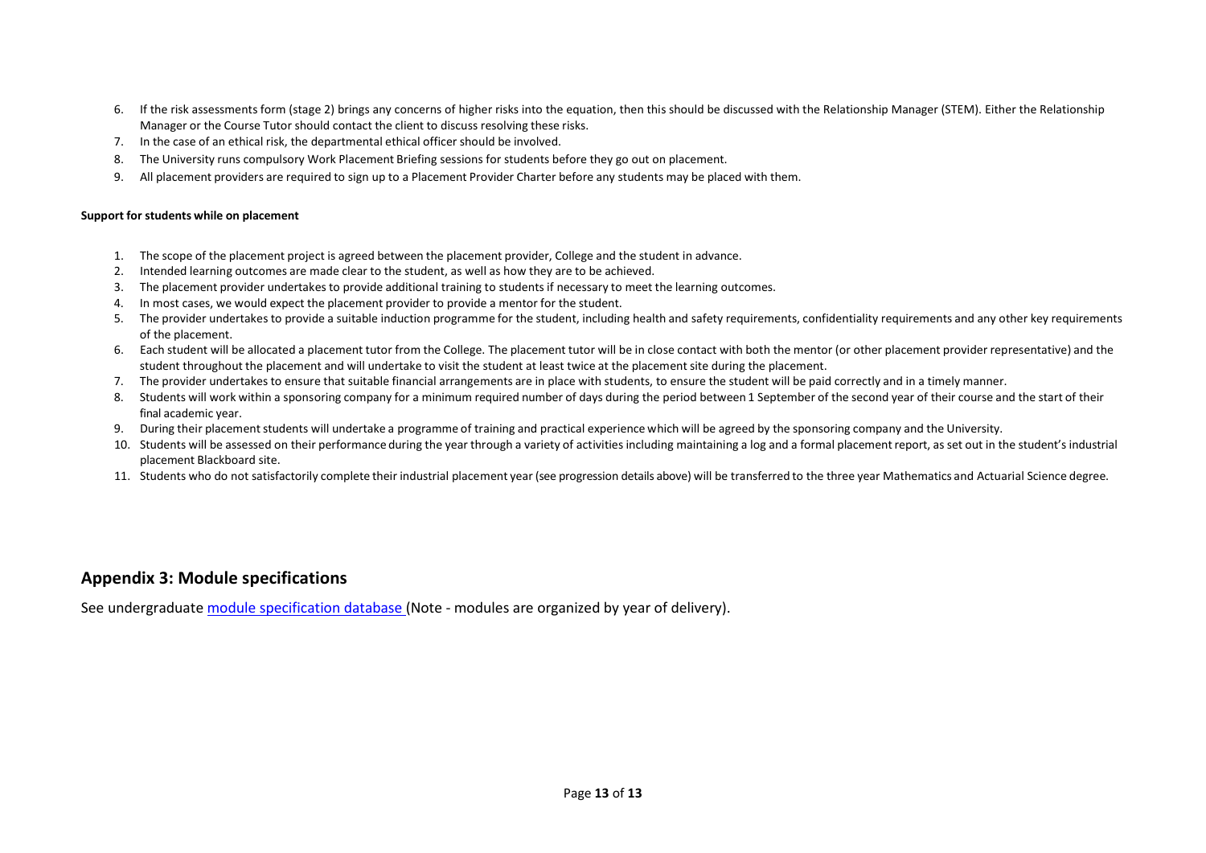6. If the risk assessments form (stage 2) brings any concerns of higher risks into the equation, then this should be discussed with the Relationship Manager (STEM). Either the Relationship Manager or the Course Tutor should contact the client to discuss resolving these risks.
7. In the case of an ethical risk, the departmental ethical officer should be involved.
8. The University runs compulsory Work Placement Briefing sessions for students before they go out on placement.
9. All placement providers are required to sign up to a Placement Provider Charter before any students may be placed with them.

**Support for students while on placement**

1. The scope of the placement project is agreed between the placement provider, College and the student in advance.
2. Intended learning outcomes are made clear to the student, as well as how they are to be achieved.
3. The placement provider undertakes to provide additional training to students if necessary to meet the learning outcomes.
4. In most cases, we would expect the placement provider to provide a mentor for the student.
5. The provider undertakes to provide a suitable induction programme for the student, including health and safety requirements, confidentiality requirements and any other key requirements of the placement.
6. Each student will be allocated a placement tutor from the College. The placement tutor will be in close contact with both the mentor (or other placement provider representative) and the student throughout the placement and will undertake to visit the student at least twice at the placement site during the placement.
7. The provider undertakes to ensure that suitable financial arrangements are in place with students, to ensure the student will be paid correctly and in a timely manner.
8. Students will work within a sponsoring company for a minimum required number of days during the period between 1 September of the second year of their course and the start of their final academic year.
9. During their placement students will undertake a programme of training and practical experience which will be agreed by the sponsoring company and the University.
10. Students will be assessed on their performance during the year through a variety of activities including maintaining a log and a formal placement report, as set out in the student's industrial placement Blackboard site.
11. Students who do not satisfactorily complete their industrial placement year (see progression details above) will be transferred to the three year Mathematics and Actuarial Science degree.

## Appendix 3: Module specifications

See undergraduate module specification database (Note - modules are organized by year of delivery).